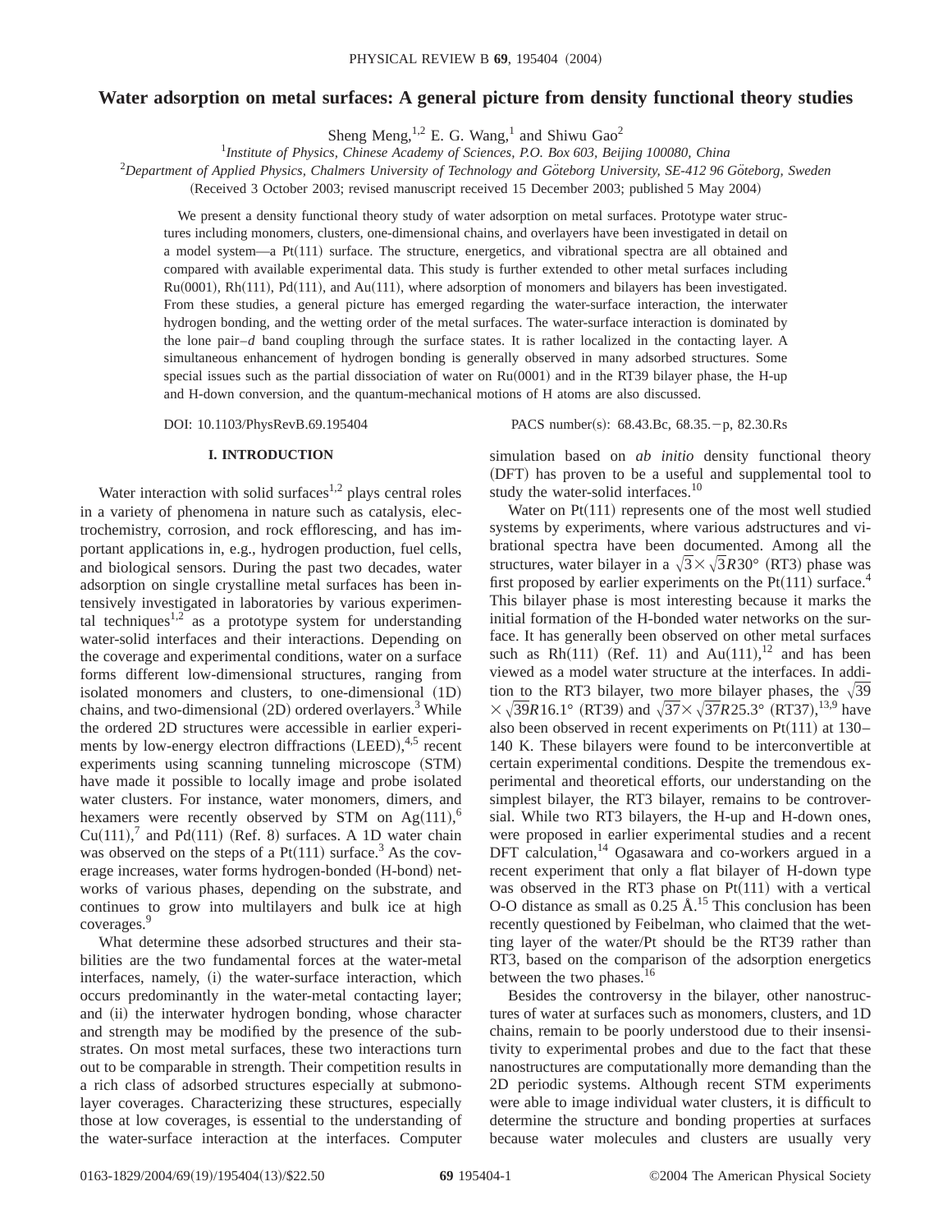# Water adsorption on metal surfaces: A general picture from density functional theory studies

Sheng Meng,[1,2] E. G. Wang,[1] and Shiwu Gao[2]

[1] *Institute of Physics, Chinese Academy of Sciences, P.O. Box 603, Beijing 100080, China*

[2] *Department of Applied Physics, Chalmers University of Technology and Göteborg University, SE-412 96 Göteborg, Sweden*

(Received 3 October 2003; revised manuscript received 15 December 2003; published 5 May 2004)

We present a density functional theory study of water adsorption on metal surfaces. Prototype water structures including monomers, clusters, one-dimensional chains, and overlayers have been investigated in detail on a model system—a Pt(111) surface. The structure, energetics, and vibrational spectra are all obtained and compared with available experimental data. This study is further extended to other metal surfaces including Ru(0001), Rh(111), Pd(111), and Au(111), where adsorption of monomers and bilayers has been investigated. From these studies, a general picture has emerged regarding the water-surface interaction, the interwater hydrogen bonding, and the wetting order of the metal surfaces. The water-surface interaction is dominated by the lone pair–$d$ band coupling through the surface states. It is rather localized in the contacting layer. A simultaneous enhancement of hydrogen bonding is generally observed in many adsorbed structures. Some special issues such as the partial dissociation of water on Ru(0001) and in the RT39 bilayer phase, the H-up and H-down conversion, and the quantum-mechanical motions of H atoms are also discussed.

DOI: 10.1103/PhysRevB.69.195404 PACS number(s): 68.43.Bc, 68.35.−p, 82.30.Rs

## I. INTRODUCTION

Water interaction with solid surfaces[1,2] plays central roles in a variety of phenomena in nature such as catalysis, electrochemistry, corrosion, and rock efflorescing, and has important applications in, e.g., hydrogen production, fuel cells, and biological sensors. During the past two decades, water adsorption on single crystalline metal surfaces has been intensively investigated in laboratories by various experimental techniques[1,2] as a prototype system for understanding water-solid interfaces and their interactions. Depending on the coverage and experimental conditions, water on a surface forms different low-dimensional structures, ranging from isolated monomers and clusters, to one-dimensional (1D) chains, and two-dimensional (2D) ordered overlayers.[3] While the ordered 2D structures were accessible in earlier experiments by low-energy electron diffractions (LEED),[4,5] recent experiments using scanning tunneling microscope (STM) have made it possible to locally image and probe isolated water clusters. For instance, water monomers, dimers, and hexamers were recently observed by STM on Ag(111),[6] Cu(111),[7] and Pd(111) (Ref. 8) surfaces. A 1D water chain was observed on the steps of a Pt(111) surface.[3] As the coverage increases, water forms hydrogen-bonded (H-bond) networks of various phases, depending on the substrate, and continues to grow into multilayers and bulk ice at high coverages.[9]

What determine these adsorbed structures and their stabilities are the two fundamental forces at the water-metal interfaces, namely, (i) the water-surface interaction, which occurs predominantly in the water-metal contacting layer; and (ii) the interwater hydrogen bonding, whose character and strength may be modified by the presence of the substrates. On most metal surfaces, these two interactions turn out to be comparable in strength. Their competition results in a rich class of adsorbed structures especially at submonolayer coverages. Characterizing these structures, especially those at low coverages, is essential to the understanding of the water-surface interaction at the interfaces. Computer simulation based on *ab initio* density functional theory (DFT) has proven to be a useful and supplemental tool to study the water-solid interfaces.[10]

Water on Pt(111) represents one of the most well studied systems by experiments, where various adstructures and vibrational spectra have been documented. Among all the structures, water bilayer in a $\sqrt{3}\times\sqrt{3}R30°$ (RT3) phase was first proposed by earlier experiments on the Pt(111) surface.[4] This bilayer phase is most interesting because it marks the initial formation of the H-bonded water networks on the surface. It has generally been observed on other metal surfaces such as Rh(111) (Ref. 11) and Au(111),[12] and has been viewed as a model water structure at the interfaces. In addition to the RT3 bilayer, two more bilayer phases, the $\sqrt{39}\times\sqrt{39}R16.1°$ (RT39) and $\sqrt{37}\times\sqrt{37}R25.3°$ (RT37),[13,9] have also been observed in recent experiments on Pt(111) at 130–140 K. These bilayers were found to be interconvertible at certain experimental conditions. Despite the tremendous experimental and theoretical efforts, our understanding on the simplest bilayer, the RT3 bilayer, remains to be controversial. While two RT3 bilayers, the H-up and H-down ones, were proposed in earlier experimental studies and a recent DFT calculation,[14] Ogasawara and co-workers argued in a recent experiment that only a flat bilayer of H-down type was observed in the RT3 phase on Pt(111) with a vertical O-O distance as small as 0.25 Å.[15] This conclusion has been recently questioned by Feibelman, who claimed that the wetting layer of the water/Pt should be the RT39 rather than RT3, based on the comparison of the adsorption energetics between the two phases.[16]

Besides the controversy in the bilayer, other nanostructures of water at surfaces such as monomers, clusters, and 1D chains, remain to be poorly understood due to their insensitivity to experimental probes and due to the fact that these nanostructures are computationally more demanding than the 2D periodic systems. Although recent STM experiments were able to image individual water clusters, it is difficult to determine the structure and bonding properties at surfaces because water molecules and clusters are usually very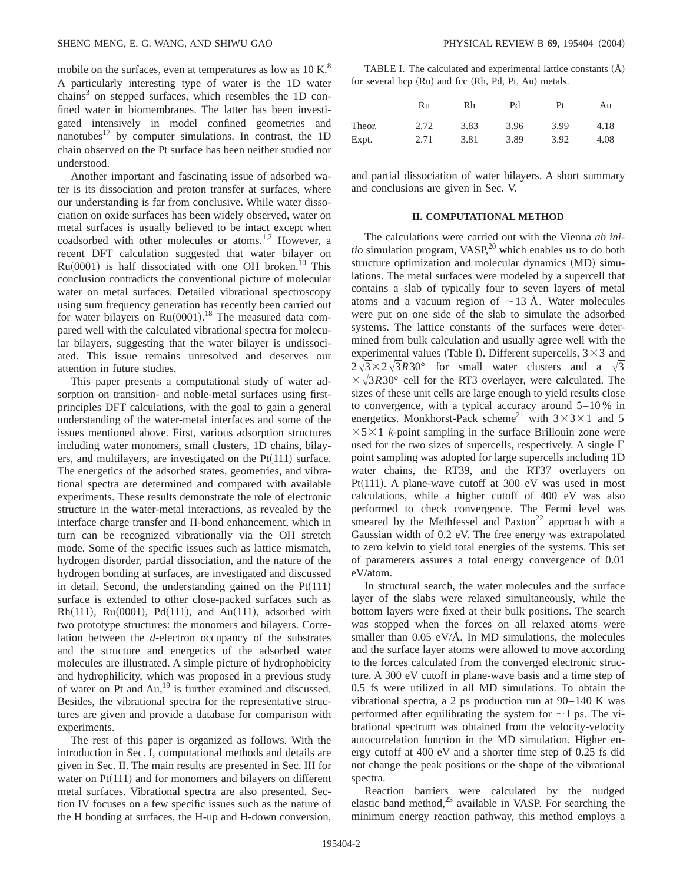mobile on the surfaces, even at temperatures as low as 10 K.[8] A particularly interesting type of water is the 1D water chains[3] on stepped surfaces, which resembles the 1D confined water in biomembranes. The latter has been investigated intensively in model confined geometries and nanotubes[17] by computer simulations. In contrast, the 1D chain observed on the Pt surface has been neither studied nor understood.

Another important and fascinating issue of adsorbed water is its dissociation and proton transfer at surfaces, where our understanding is far from conclusive. While water dissociation on oxide surfaces has been widely observed, water on metal surfaces is usually believed to be intact except when coadsorbed with other molecules or atoms.[1,2] However, a recent DFT calculation suggested that water bilayer on Ru(0001) is half dissociated with one OH broken.[10] This conclusion contradicts the conventional picture of molecular water on metal surfaces. Detailed vibrational spectroscopy using sum frequency generation has recently been carried out for water bilayers on Ru(0001).[18] The measured data compared well with the calculated vibrational spectra for molecular bilayers, suggesting that the water bilayer is undissociated. This issue remains unresolved and deserves our attention in future studies.

This paper presents a computational study of water adsorption on transition- and noble-metal surfaces using first-principles DFT calculations, with the goal to gain a general understanding of the water-metal interfaces and some of the issues mentioned above. First, various adsorption structures including water monomers, small clusters, 1D chains, bilayers, and multilayers, are investigated on the Pt(111) surface. The energetics of the adsorbed states, geometries, and vibrational spectra are determined and compared with available experiments. These results demonstrate the role of electronic structure in the water-metal interactions, as revealed by the interface charge transfer and H-bond enhancement, which in turn can be recognized vibrationally via the OH stretch mode. Some of the specific issues such as lattice mismatch, hydrogen disorder, partial dissociation, and the nature of the hydrogen bonding at surfaces, are investigated and discussed in detail. Second, the understanding gained on the Pt(111) surface is extended to other close-packed surfaces such as Rh(111), Ru(0001), Pd(111), and Au(111), adsorbed with two prototype structures: the monomers and bilayers. Correlation between the *d*-electron occupancy of the substrates and the structure and energetics of the adsorbed water molecules are illustrated. A simple picture of hydrophobicity and hydrophilicity, which was proposed in a previous study of water on Pt and Au,[19] is further examined and discussed. Besides, the vibrational spectra for the representative structures are given and provide a database for comparison with experiments.

The rest of this paper is organized as follows. With the introduction in Sec. I, computational methods and details are given in Sec. II. The main results are presented in Sec. III for water on Pt(111) and for monomers and bilayers on different metal surfaces. Vibrational spectra are also presented. Section IV focuses on a few specific issues such as the nature of the H bonding at surfaces, the H-up and H-down conversion, and partial dissociation of water bilayers. A short summary and conclusions are given in Sec. V.

TABLE I. The calculated and experimental lattice constants (Å) for several hcp (Ru) and fcc (Rh, Pd, Pt, Au) metals.

| | Ru | Rh | Pd | Pt | Au |
|---|---|---|---|---|---|
| Theor. | 2.72 | 3.83 | 3.96 | 3.99 | 4.18 |
| Expt. | 2.71 | 3.81 | 3.89 | 3.92 | 4.08 |

## II. COMPUTATIONAL METHOD

The calculations were carried out with the Vienna *ab initio* simulation program, VASP,[20] which enables us to do both structure optimization and molecular dynamics (MD) simulations. The metal surfaces were modeled by a supercell that contains a slab of typically four to seven layers of metal atoms and a vacuum region of $\sim 13$ Å. Water molecules were put on one side of the slab to simulate the adsorbed systems. The lattice constants of the surfaces were determined from bulk calculation and usually agree well with the experimental values (Table I). Different supercells, $3\times 3$ and $2\sqrt{3}\times 2\sqrt{3}R30°$ for small water clusters and a $\sqrt{3}\times\sqrt{3}R30°$ cell for the RT3 overlayer, were calculated. The sizes of these unit cells are large enough to yield results close to convergence, with a typical accuracy around 5–10% in energetics. Monkhorst-Pack scheme[21] with $3\times 3\times 1$ and $5\times 5\times 1$ *k*-point sampling in the surface Brillouin zone were used for the two sizes of supercells, respectively. A single $\Gamma$ point sampling was adopted for large supercells including 1D water chains, the RT39, and the RT37 overlayers on Pt(111). A plane-wave cutoff at 300 eV was used in most calculations, while a higher cutoff of 400 eV was also performed to check convergence. The Fermi level was smeared by the Methfessel and Paxton[22] approach with a Gaussian width of 0.2 eV. The free energy was extrapolated to zero kelvin to yield total energies of the systems. This set of parameters assures a total energy convergence of 0.01 eV/atom.

In structural search, the water molecules and the surface layer of the slabs were relaxed simultaneously, while the bottom layers were fixed at their bulk positions. The search was stopped when the forces on all relaxed atoms were smaller than 0.05 eV/Å. In MD simulations, the molecules and the surface layer atoms were allowed to move according to the forces calculated from the converged electronic structure. A 300 eV cutoff in plane-wave basis and a time step of 0.5 fs were utilized in all MD simulations. To obtain the vibrational spectra, a 2 ps production run at 90–140 K was performed after equilibrating the system for $\sim 1$ ps. The vibrational spectrum was obtained from the velocity-velocity autocorrelation function in the MD simulation. Higher energy cutoff at 400 eV and a shorter time step of 0.25 fs did not change the peak positions or the shape of the vibrational spectra.

Reaction barriers were calculated by the nudged elastic band method,[23] available in VASP. For searching the minimum energy reaction pathway, this method employs a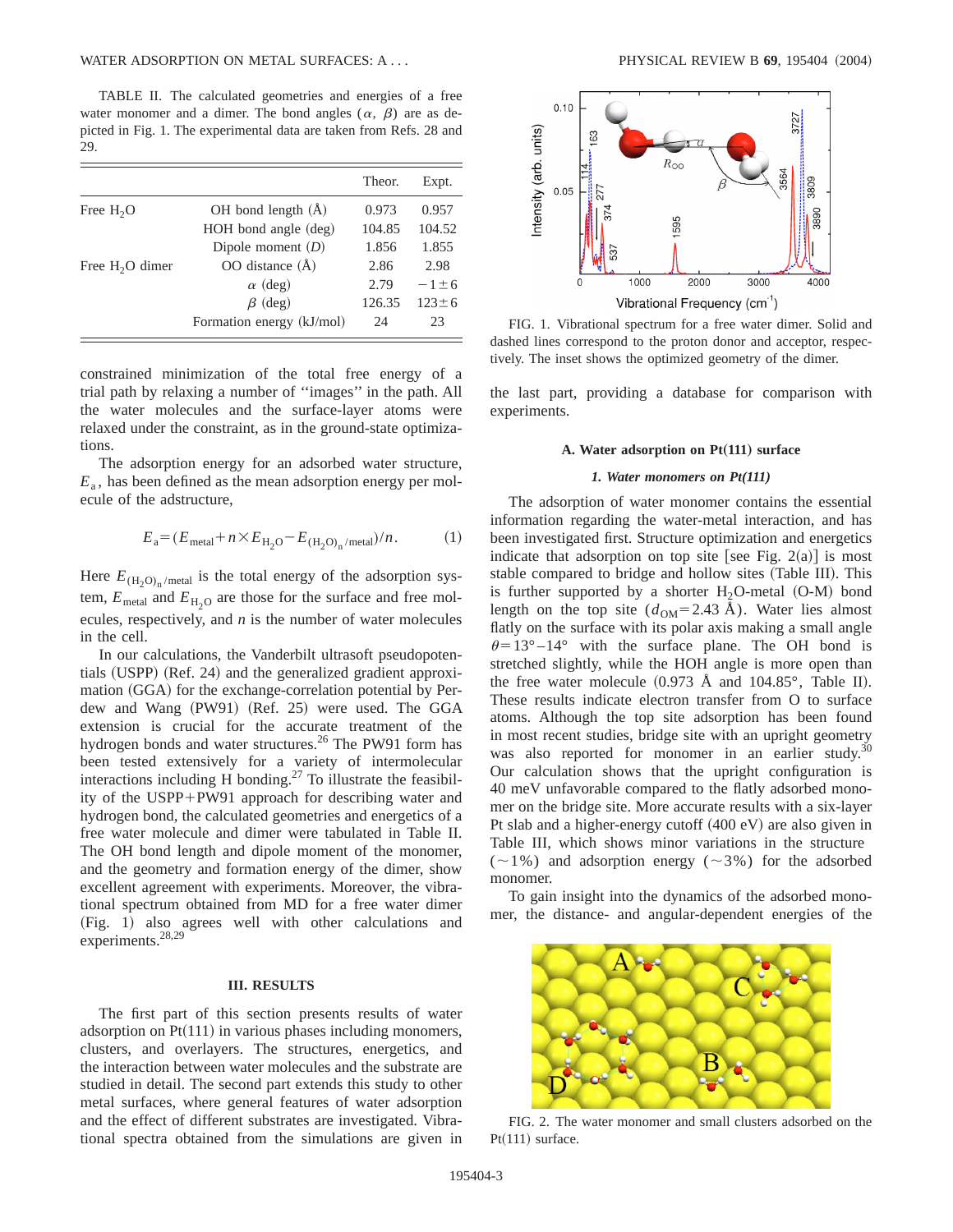TABLE II. The calculated geometries and energies of a free water monomer and a dimer. The bond angles ($\alpha$, $\beta$) are as depicted in Fig. 1. The experimental data are taken from Refs. 28 and 29.

| | | Theor. | Expt. |
|---|---|---|---|
| Free $H_2O$ | OH bond length (Å) | 0.973 | 0.957 |
| | HOH bond angle (deg) | 104.85 | 104.52 |
| | Dipole moment ($D$) | 1.856 | 1.855 |
| Free $H_2O$ dimer | OO distance (Å) | 2.86 | 2.98 |
| | $\alpha$ (deg) | 2.79 | $-1\pm6$ |
| | $\beta$ (deg) | 126.35 | $123\pm6$ |
| | Formation energy (kJ/mol) | 24 | 23 |

constrained minimization of the total free energy of a trial path by relaxing a number of "images" in the path. All the water molecules and the surface-layer atoms were relaxed under the constraint, as in the ground-state optimizations.

The adsorption energy for an adsorbed water structure, $E_a$, has been defined as the mean adsorption energy per molecule of the adstructure,

$$E_a=(E_{\rm metal}+n\times E_{\rm H_2O}-E_{(\rm H_2O)_n/\rm metal})/n. \tag{1}$$

Here $E_{(\rm H_2O)_n/\rm metal}$ is the total energy of the adsorption system, $E_{\rm metal}$ and $E_{\rm H_2O}$ are those for the surface and free molecules, respectively, and $n$ is the number of water molecules in the cell.

In our calculations, the Vanderbilt ultrasoft pseudopotentials (USPP) (Ref. 24) and the generalized gradient approximation (GGA) for the exchange-correlation potential by Perdew and Wang (PW91) (Ref. 25) were used. The GGA extension is crucial for the accurate treatment of the hydrogen bonds and water structures.[26] The PW91 form has been tested extensively for a variety of intermolecular interactions including H bonding.[27] To illustrate the feasibility of the USPP+PW91 approach for describing water and hydrogen bond, the calculated geometries and energetics of a free water molecule and dimer were tabulated in Table II. The OH bond length and dipole moment of the monomer, and the geometry and formation energy of the dimer, show excellent agreement with experiments. Moreover, the vibrational spectrum obtained from MD for a free water dimer (Fig. 1) also agrees well with other calculations and experiments.[28,29]

FIG. 1. Vibrational spectrum for a free water dimer. Solid and dashed lines correspond to the proton donor and acceptor, respectively. The inset shows the optimized geometry of the dimer.

## III. RESULTS

The first part of this section presents results of water adsorption on Pt(111) in various phases including monomers, clusters, and overlayers. The structures, energetics, and the interaction between water molecules and the substrate are studied in detail. The second part extends this study to other metal surfaces, where general features of water adsorption and the effect of different substrates are investigated. Vibrational spectra obtained from the simulations are given in the last part, providing a database for comparison with experiments.

### A. Water adsorption on Pt(111) surface

#### *1. Water monomers on Pt(111)*

The adsorption of water monomer contains the essential information regarding the water-metal interaction, and has been investigated first. Structure optimization and energetics indicate that adsorption on top site [see Fig. 2(a)] is most stable compared to bridge and hollow sites (Table III). This is further supported by a shorter $H_2O$-metal (O-M) bond length on the top site ($d_{\rm OM}=2.43$ Å). Water lies almost flatly on the surface with its polar axis making a small angle $\theta=13°-14°$ with the surface plane. The OH bond is stretched slightly, while the HOH angle is more open than the free water molecule (0.973 Å and 104.85°, Table II). These results indicate electron transfer from O to surface atoms. Although the top site adsorption has been found in most recent studies, bridge site with an upright geometry was also reported for monomer in an earlier study.[30] Our calculation shows that the upright configuration is 40 meV unfavorable compared to the flatly adsorbed monomer on the bridge site. More accurate results with a six-layer Pt slab and a higher-energy cutoff (400 eV) are also given in Table III, which shows minor variations in the structure (~1%) and adsorption energy (~3%) for the adsorbed monomer.

To gain insight into the dynamics of the adsorbed monomer, the distance- and angular-dependent energies of the

FIG. 2. The water monomer and small clusters adsorbed on the Pt(111) surface.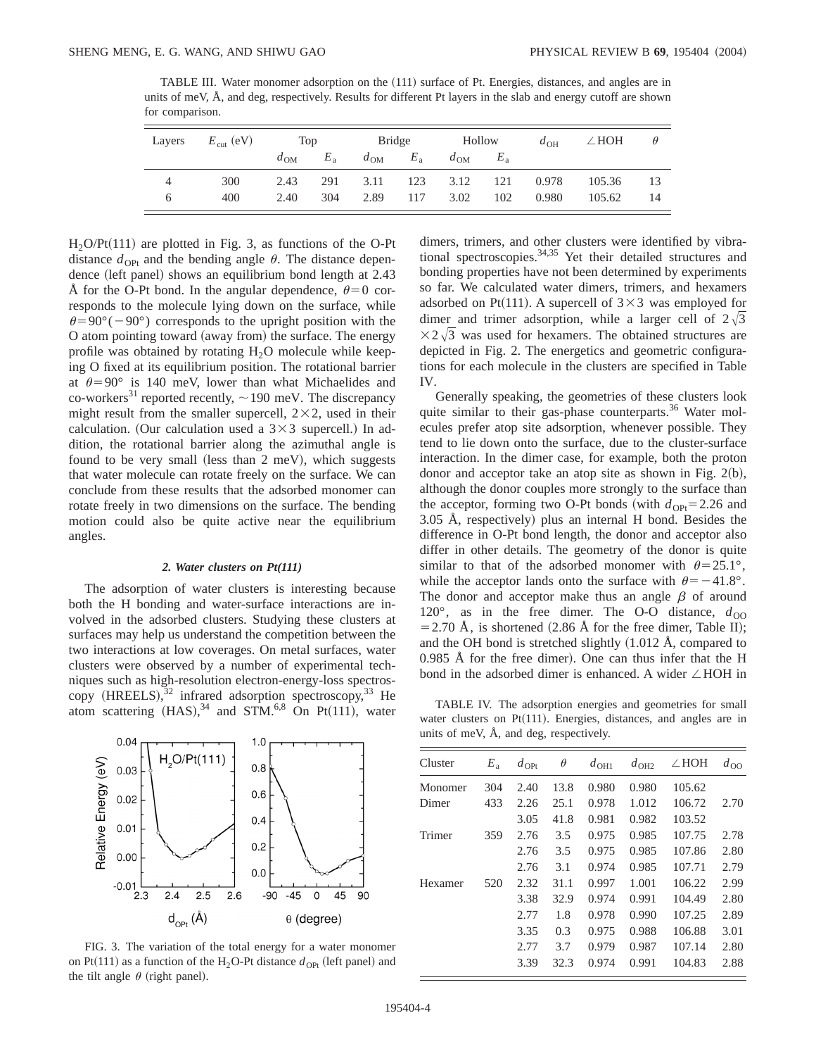TABLE III. Water monomer adsorption on the (111) surface of Pt. Energies, distances, and angles are in units of meV, Å, and deg, respectively. Results for different Pt layers in the slab and energy cutoff are shown for comparison.

| Layers | $E_{cut}$ (eV) | Top | | Bridge | | Hollow | | $d_{OH}$ | ∠HOH | $\theta$ |
|---|---|---|---|---|---|---|---|---|---|---|
| | | $d_{OM}$ | $E_a$ | $d_{OM}$ | $E_a$ | $d_{OM}$ | $E_a$ | | | |
| 4 | 300 | 2.43 | 291 | 3.11 | 123 | 3.12 | 121 | 0.978 | 105.36 | 13 |
| 6 | 400 | 2.40 | 304 | 2.89 | 117 | 3.02 | 102 | 0.980 | 105.62 | 14 |

$H_2O$/Pt(111) are plotted in Fig. 3, as functions of the O-Pt distance $d_{OPt}$ and the bending angle $\theta$. The distance dependence (left panel) shows an equilibrium bond length at 2.43 Å for the O-Pt bond. In the angular dependence, $\theta=0$ corresponds to the molecule lying down on the surface, while $\theta=90°(-90°)$ corresponds to the upright position with the O atom pointing toward (away from) the surface. The energy profile was obtained by rotating $H_2O$ molecule while keeping O fixed at its equilibrium position. The rotational barrier at $\theta=90°$ is 140 meV, lower than what Michaelides and co-workers[31] reported recently, ~190 meV. The discrepancy might result from the smaller supercell, 2×2, used in their calculation. (Our calculation used a 3×3 supercell.) In addition, the rotational barrier along the azimuthal angle is found to be very small (less than 2 meV), which suggests that water molecule can rotate freely on the surface. We can conclude from these results that the adsorbed monomer can rotate freely in two dimensions on the surface. The bending motion could also be quite active near the equilibrium angles.

#### 2. Water clusters on Pt(111)

The adsorption of water clusters is interesting because both the H bonding and water-surface interactions are involved in the adsorbed clusters. Studying these clusters at surfaces may help us understand the competition between the two interactions at low coverages. On metal surfaces, water clusters were observed by a number of experimental techniques such as high-resolution electron-energy-loss spectroscopy (HREELS),[32] infrared adsorption spectroscopy,[33] He atom scattering (HAS),[34] and STM.[6,8] On Pt(111), water dimers, trimers, and other clusters were identified by vibrational spectroscopies.[34,35] Yet their detailed structures and bonding properties have not been determined by experiments so far. We calculated water dimers, trimers, and hexamers adsorbed on Pt(111). A supercell of 3×3 was employed for dimer and trimer adsorption, while a larger cell of $2\sqrt{3}\times2\sqrt{3}$ was used for hexamers. The obtained structures are depicted in Fig. 2. The energetics and geometric configurations for each molecule in the clusters are specified in Table IV.

FIG. 3. The variation of the total energy for a water monomer on Pt(111) as a function of the $H_2O$-Pt distance $d_{OPt}$ (left panel) and the tilt angle $\theta$ (right panel).

Generally speaking, the geometries of these clusters look quite similar to their gas-phase counterparts.[36] Water molecules prefer atop site adsorption, whenever possible. They tend to lie down onto the surface, due to the cluster-surface interaction. In the dimer case, for example, both the proton donor and acceptor take an atop site as shown in Fig. 2(b), although the donor couples more strongly to the surface than the acceptor, forming two O-Pt bonds (with $d_{OPt}=2.26$ and 3.05 Å, respectively) plus an internal H bond. Besides the difference in O-Pt bond length, the donor and acceptor also differ in other details. The geometry of the donor is quite similar to that of the adsorbed monomer with $\theta=25.1°$, while the acceptor lands onto the surface with $\theta=-41.8°$. The donor and acceptor make thus an angle $\beta$ of around 120°, as in the free dimer. The O-O distance, $d_{OO}=2.70$ Å, is shortened (2.86 Å for the free dimer, Table II); and the OH bond is stretched slightly (1.012 Å, compared to 0.985 Å for the free dimer). One can thus infer that the H bond in the adsorbed dimer is enhanced. A wider ∠HOH in

TABLE IV. The adsorption energies and geometries for small water clusters on Pt(111). Energies, distances, and angles are in units of meV, Å, and deg, respectively.

| Cluster | $E_a$ | $d_{OPt}$ | $\theta$ | $d_{OH1}$ | $d_{OH2}$ | ∠HOH | $d_{OO}$ |
|---|---|---|---|---|---|---|---|
| Monomer | 304 | 2.40 | 13.8 | 0.980 | 0.980 | 105.62 | |
| Dimer | 433 | 2.26 | 25.1 | 0.978 | 1.012 | 106.72 | 2.70 |
| | | 3.05 | 41.8 | 0.981 | 0.982 | 103.52 | |
| Trimer | 359 | 2.76 | 3.5 | 0.975 | 0.985 | 107.75 | 2.78 |
| | | 2.76 | 3.5 | 0.975 | 0.985 | 107.86 | 2.80 |
| | | 2.76 | 3.1 | 0.974 | 0.985 | 107.71 | 2.79 |
| Hexamer | 520 | 2.32 | 31.1 | 0.997 | 1.001 | 106.22 | 2.99 |
| | | 3.38 | 32.9 | 0.974 | 0.991 | 104.49 | 2.80 |
| | | 2.77 | 1.8 | 0.978 | 0.990 | 107.25 | 2.89 |
| | | 3.35 | 0.3 | 0.975 | 0.988 | 106.88 | 3.01 |
| | | 2.77 | 3.7 | 0.979 | 0.987 | 107.14 | 2.80 |
| | | 3.39 | 32.3 | 0.974 | 0.991 | 104.83 | 2.88 |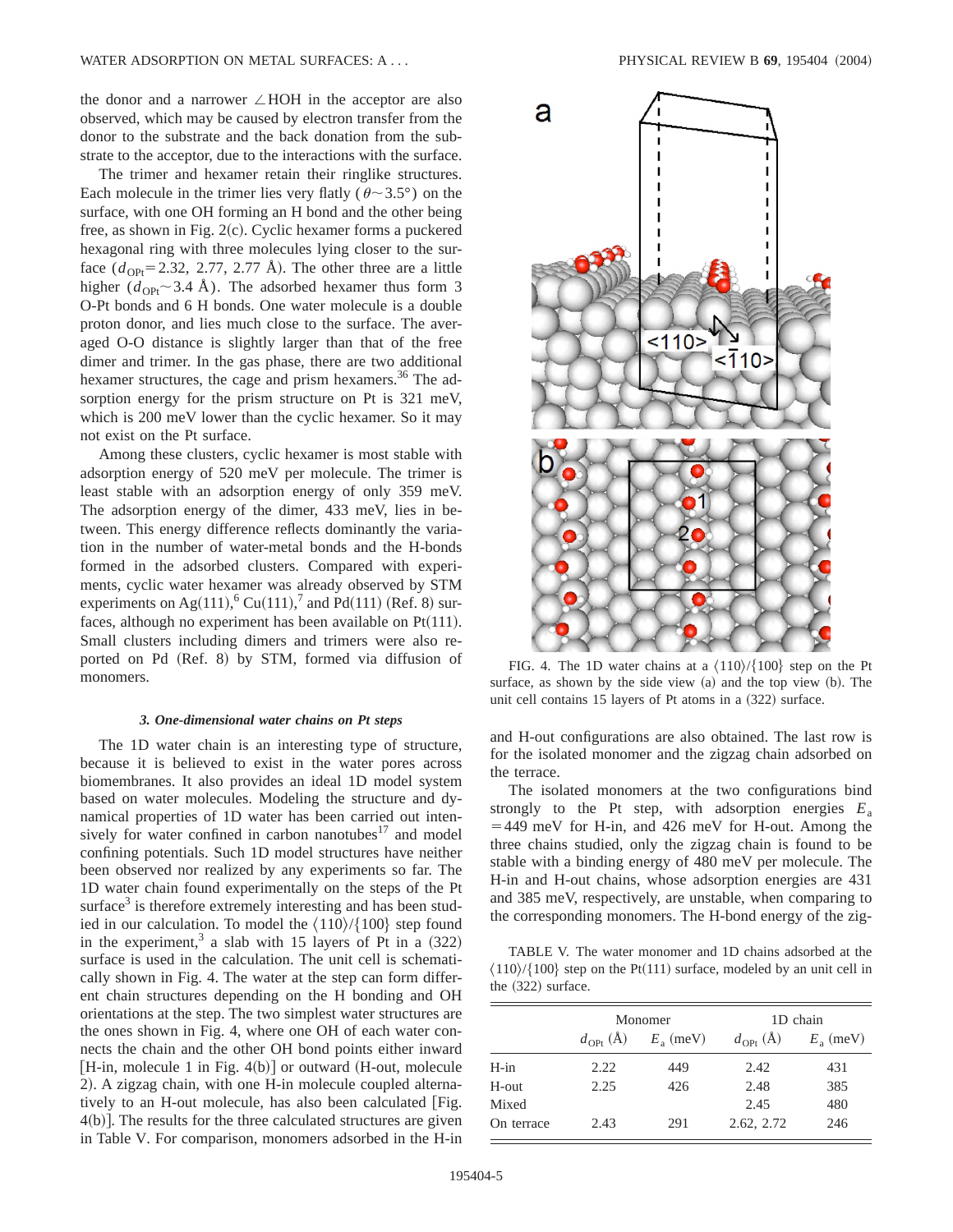the donor and a narrower ∠HOH in the acceptor are also observed, which may be caused by electron transfer from the donor to the substrate and the back donation from the substrate to the acceptor, due to the interactions with the surface.

The trimer and hexamer retain their ringlike structures. Each molecule in the trimer lies very flatly ($\theta \sim 3.5°$) on the surface, with one OH forming an H bond and the other being free, as shown in Fig. 2(c). Cyclic hexamer forms a puckered hexagonal ring with three molecules lying closer to the surface ($d_{\mathrm{OPt}}$=2.32, 2.77, 2.77 Å). The other three are a little higher ($d_{\mathrm{OPt}} \sim 3.4$ Å). The adsorbed hexamer thus form 3 O-Pt bonds and 6 H bonds. One water molecule is a double proton donor, and lies much close to the surface. The averaged O-O distance is slightly larger than that of the free dimer and trimer. In the gas phase, there are two additional hexamer structures, the cage and prism hexamers.[36] The adsorption energy for the prism structure on Pt is 321 meV, which is 200 meV lower than the cyclic hexamer. So it may not exist on the Pt surface.

Among these clusters, cyclic hexamer is most stable with adsorption energy of 520 meV per molecule. The trimer is least stable with an adsorption energy of only 359 meV. The adsorption energy of the dimer, 433 meV, lies in between. This energy difference reflects dominantly the variation in the number of water-metal bonds and the H-bonds formed in the adsorbed clusters. Compared with experiments, cyclic water hexamer was already observed by STM experiments on Ag(111),[6] Cu(111),[7] and Pd(111) (Ref. 8) surfaces, although no experiment has been available on Pt(111). Small clusters including dimers and trimers were also reported on Pd (Ref. 8) by STM, formed via diffusion of monomers.

#### 3. One-dimensional water chains on Pt steps

The 1D water chain is an interesting type of structure, because it is believed to exist in the water pores across biomembranes. It also provides an ideal 1D model system based on water molecules. Modeling the structure and dynamical properties of 1D water has been carried out intensively for water confined in carbon nanotubes[17] and model confining potentials. Such 1D model structures have neither been observed nor realized by any experiments so far. The 1D water chain found experimentally on the steps of the Pt surface[3] is therefore extremely interesting and has been studied in our calculation. To model the ⟨110⟩/{100} step found in the experiment,[3] a slab with 15 layers of Pt in a (322) surface is used in the calculation. The unit cell is schematically shown in Fig. 4. The water at the step can form different chain structures depending on the H bonding and OH orientations at the step. The two simplest water structures are the ones shown in Fig. 4, where one OH of each water connects the chain and the other OH bond points either inward [H-in, molecule 1 in Fig. 4(b)] or outward (H-out, molecule 2). A zigzag chain, with one H-in molecule coupled alternatively to an H-out molecule, has also been calculated [Fig. 4(b)]. The results for the three calculated structures are given in Table V. For comparison, monomers adsorbed in the H-in and H-out configurations are also obtained. The last row is for the isolated monomer and the zigzag chain adsorbed on the terrace.

FIG. 4. The 1D water chains at a ⟨110⟩/{100} step on the Pt surface, as shown by the side view (a) and the top view (b). The unit cell contains 15 layers of Pt atoms in a (322) surface.

The isolated monomers at the two configurations bind strongly to the Pt step, with adsorption energies $E_a$ = 449 meV for H-in, and 426 meV for H-out. Among the three chains studied, only the zigzag chain is found to be stable with a binding energy of 480 meV per molecule. The H-in and H-out chains, whose adsorption energies are 431 and 385 meV, respectively, are unstable, when comparing to the corresponding monomers. The H-bond energy of the zig-

TABLE V. The water monomer and 1D chains adsorbed at the ⟨110⟩/{100} step on the Pt(111) surface, modeled by an unit cell in the (322) surface.

| | Monomer | | 1D chain | |
|---|---|---|---|---|
| | $d_{\mathrm{OPt}}$ (Å) | $E_a$ (meV) | $d_{\mathrm{OPt}}$ (Å) | $E_a$ (meV) |
| H-in | 2.22 | 449 | 2.42 | 431 |
| H-out | 2.25 | 426 | 2.48 | 385 |
| Mixed | | | 2.45 | 480 |
| On terrace | 2.43 | 291 | 2.62, 2.72 | 246 |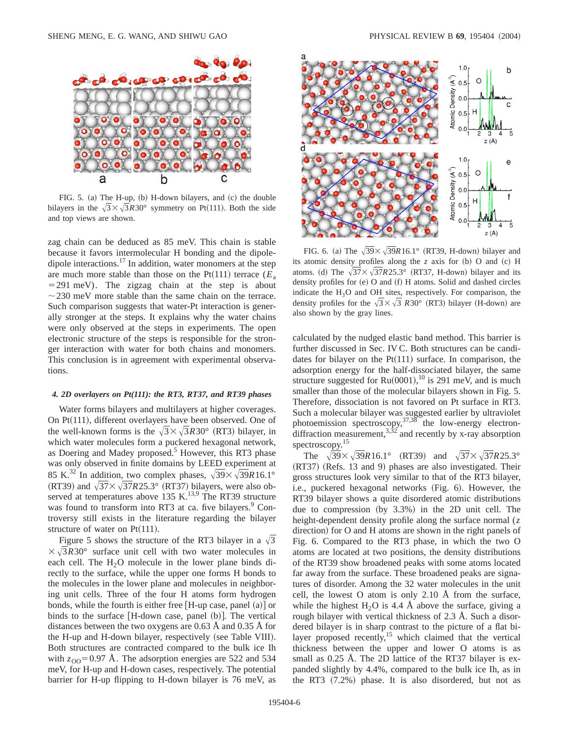FIG. 5. (a) The H-up, (b) H-down bilayers, and (c) the double bilayers in the $\sqrt{3}\times\sqrt{3}R30°$ symmetry on Pt(111). Both the side and top views are shown.

zag chain can be deduced as 85 meV. This chain is stable because it favors intermolecular H bonding and the dipole-dipole interactions.[17] In addition, water monomers at the step are much more stable than those on the Pt(111) terrace ($E_a$ = 291 meV). The zigzag chain at the step is about ~230 meV more stable than the same chain on the terrace. Such comparison suggests that water-Pt interaction is generally stronger at the steps. It explains why the water chains were only observed at the steps in experiments. The open electronic structure of the steps is responsible for the stronger interaction with water for both chains and monomers. This conclusion is in agreement with experimental observations.

#### *4. 2D overlayers on Pt(111): the RT3, RT37, and RT39 phases*

Water forms bilayers and multilayers at higher coverages. On Pt(111), different overlayers have been observed. One of the well-known forms is the $\sqrt{3}\times\sqrt{3}R30°$ (RT3) bilayer, in which water molecules form a puckered hexagonal network, as Doering and Madey proposed.[5] However, this RT3 phase was only observed in finite domains by LEED experiment at 85 K.[32] In addition, two complex phases, $\sqrt{39}\times\sqrt{39}R16.1°$ (RT39) and $\sqrt{37}\times\sqrt{37}R25.3°$ (RT37) bilayers, were also observed at temperatures above 135 K.[13,9] The RT39 structure was found to transform into RT3 at ca. five bilayers.[9] Controversy still exists in the literature regarding the bilayer structure of water on Pt(111).

Figure 5 shows the structure of the RT3 bilayer in a $\sqrt{3}\times\sqrt{3}R30°$ surface unit cell with two water molecules in each cell. The $H_2O$ molecule in the lower plane binds directly to the surface, while the upper one forms H bonds to the molecules in the lower plane and molecules in neighboring unit cells. Three of the four H atoms form hydrogen bonds, while the fourth is either free [H-up case, panel (a)] or binds to the surface [H-down case, panel (b)]. The vertical distances between the two oxygens are 0.63 Å and 0.35 Å for the H-up and H-down bilayer, respectively (see Table VIII). Both structures are contracted compared to the bulk ice Ih with $z_{OO}$=0.97 Å. The adsorption energies are 522 and 534 meV, for H-up and H-down cases, respectively. The potential barrier for H-up flipping to H-down bilayer is 76 meV, as calculated by the nudged elastic band method. This barrier is further discussed in Sec. IV C. Both structures can be candidates for bilayer on the Pt(111) surface. In comparison, the adsorption energy for the half-dissociated bilayer, the same structure suggested for Ru(0001),[10] is 291 meV, and is much smaller than those of the molecular bilayers shown in Fig. 5. Therefore, dissociation is not favored on Pt surface in RT3. Such a molecular bilayer was suggested earlier by ultraviolet photoemission spectroscopy,[37,38] the low-energy electron-diffraction measurement,[3,32] and recently by x-ray absorption spectroscopy.[15]

FIG. 6. (a) The $\sqrt{39}\times\sqrt{39}R16.1°$ (RT39, H-down) bilayer and its atomic density profiles along the $z$ axis for (b) O and (c) H atoms. (d) The $\sqrt{37}\times\sqrt{37}R25.3°$ (RT37, H-down) bilayer and its density profiles for (e) O and (f) H atoms. Solid and dashed circles indicate the $H_3O$ and OH sites, respectively. For comparison, the density profiles for the $\sqrt{3}\times\sqrt{3}\ R30°$ (RT3) bilayer (H-down) are also shown by the gray lines.

The $\sqrt{39}\times\sqrt{39}R16.1°$ (RT39) and $\sqrt{37}\times\sqrt{37}R25.3°$ (RT37) (Refs. 13 and 9) phases are also investigated. Their gross structures look very similar to that of the RT3 bilayer, i.e., puckered hexagonal networks (Fig. 6). However, the RT39 bilayer shows a quite disordered atomic distributions due to compression (by 3.3%) in the 2D unit cell. The height-dependent density profile along the surface normal ($z$ direction) for O and H atoms are shown in the right panels of Fig. 6. Compared to the RT3 phase, in which the two O atoms are located at two positions, the density distributions of the RT39 show broadened peaks with some atoms located far away from the surface. These broadened peaks are signatures of disorder. Among the 32 water molecules in the unit cell, the lowest O atom is only 2.10 Å from the surface, while the highest $H_2O$ is 4.4 Å above the surface, giving a rough bilayer with vertical thickness of 2.3 Å. Such a disordered bilayer is in sharp contrast to the picture of a flat bilayer proposed recently,[15] which claimed that the vertical thickness between the upper and lower O atoms is as small as 0.25 Å. The 2D lattice of the RT37 bilayer is expanded slightly by 4.4%, compared to the bulk ice Ih, as in the RT3 (7.2%) phase. It is also disordered, but not as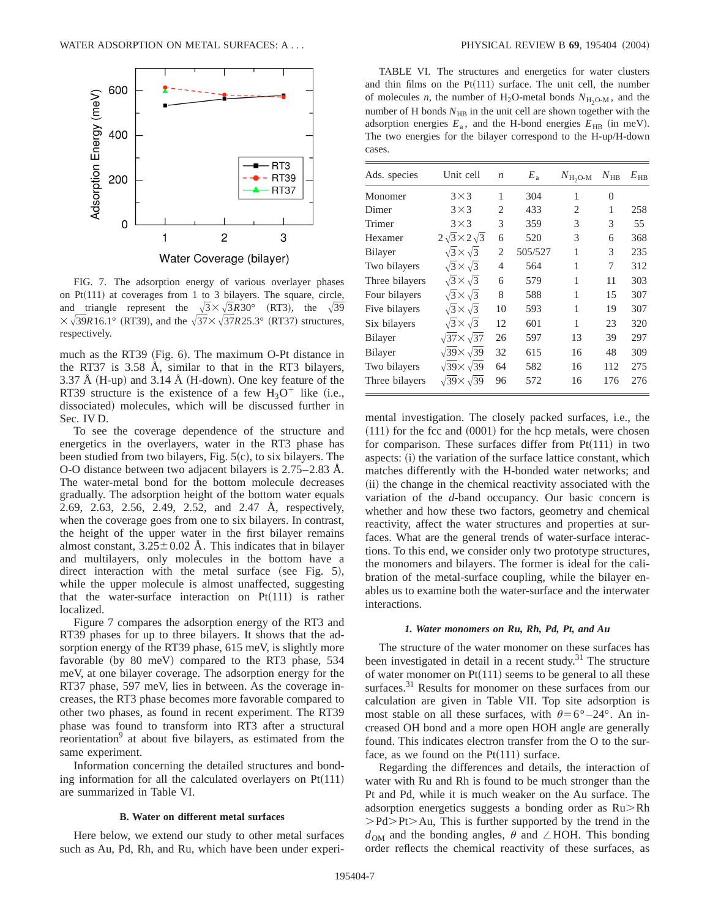FIG. 7. The adsorption energy of various overlayer phases on Pt(111) at coverages from 1 to 3 bilayers. The square, circle, and triangle represent the $\sqrt{3}\times\sqrt{3}R30°$ (RT3), the $\sqrt{39}\times\sqrt{39}R16.1°$ (RT39), and the $\sqrt{37}\times\sqrt{37}R25.3°$ (RT37) structures, respectively.

much as the RT39 (Fig. 6). The maximum O-Pt distance in the RT37 is 3.58 Å, similar to that in the RT3 bilayers, 3.37 Å (H-up) and 3.14 Å (H-down). One key feature of the RT39 structure is the existence of a few $H_3O^+$ like (i.e., dissociated) molecules, which will be discussed further in Sec. IV D.

To see the coverage dependence of the structure and energetics in the overlayers, water in the RT3 phase has been studied from two bilayers, Fig. 5(c), to six bilayers. The O-O distance between two adjacent bilayers is 2.75–2.83 Å. The water-metal bond for the bottom molecule decreases gradually. The adsorption height of the bottom water equals 2.69, 2.63, 2.56, 2.49, 2.52, and 2.47 Å, respectively, when the coverage goes from one to six bilayers. In contrast, the height of the upper water in the first bilayer remains almost constant, $3.25\pm0.02$ Å. This indicates that in bilayer and multilayers, only molecules in the bottom have a direct interaction with the metal surface (see Fig. 5), while the upper molecule is almost unaffected, suggesting that the water-surface interaction on Pt(111) is rather localized.

Figure 7 compares the adsorption energy of the RT3 and RT39 phases for up to three bilayers. It shows that the adsorption energy of the RT39 phase, 615 meV, is slightly more favorable (by 80 meV) compared to the RT3 phase, 534 meV, at one bilayer coverage. The adsorption energy for the RT37 phase, 597 meV, lies in between. As the coverage increases, the RT3 phase becomes more favorable compared to other two phases, as found in recent experiment. The RT39 phase was found to transform into RT3 after a structural reorientation[9] at about five bilayers, as estimated from the same experiment.

Information concerning the detailed structures and bonding information for all the calculated overlayers on Pt(111) are summarized in Table VI.

### B. Water on different metal surfaces

Here below, we extend our study to other metal surfaces such as Au, Pd, Rh, and Ru, which have been under experimental investigation. The closely packed surfaces, i.e., the (111) for the fcc and (0001) for the hcp metals, were chosen for comparison. These surfaces differ from Pt(111) in two aspects: (i) the variation of the surface lattice constant, which matches differently with the H-bonded water networks; and (ii) the change in the chemical reactivity associated with the variation of the *d*-band occupancy. Our basic concern is whether and how these two factors, geometry and chemical reactivity, affect the water structures and properties at surfaces. What are the general trends of water-surface interactions? To this end, we consider only two prototype structures, the monomers and bilayers. The former is ideal for the calibration of the metal-surface coupling, while the bilayer enables us to examine both the water-surface and the interwater interactions.

TABLE VI. The structures and energetics for water clusters and thin films on the Pt(111) surface. The unit cell, the number of molecules *n*, the number of $H_2O$-metal bonds $N_{H_2O\text{-}M}$, and the number of H bonds $N_{HB}$ in the unit cell are shown together with the adsorption energies $E_a$, and the H-bond energies $E_{HB}$ (in meV). The two energies for the bilayer correspond to the H-up/H-down cases.

| Ads. species | Unit cell | $n$ | $E_a$ | $N_{H_2O\text{-}M}$ | $N_{HB}$ | $E_{HB}$ |
|---|---|---|---|---|---|---|
| Monomer | $3\times3$ | 1 | 304 | 1 | 0 | |
| Dimer | $3\times3$ | 2 | 433 | 2 | 1 | 258 |
| Trimer | $3\times3$ | 3 | 359 | 3 | 3 | 55 |
| Hexamer | $2\sqrt{3}\times2\sqrt{3}$ | 6 | 520 | 3 | 6 | 368 |
| Bilayer | $\sqrt{3}\times\sqrt{3}$ | 2 | 505/527 | 1 | 3 | 235 |
| Two bilayers | $\sqrt{3}\times\sqrt{3}$ | 4 | 564 | 1 | 7 | 312 |
| Three bilayers | $\sqrt{3}\times\sqrt{3}$ | 6 | 579 | 1 | 11 | 303 |
| Four bilayers | $\sqrt{3}\times\sqrt{3}$ | 8 | 588 | 1 | 15 | 307 |
| Five bilayers | $\sqrt{3}\times\sqrt{3}$ | 10 | 593 | 1 | 19 | 307 |
| Six bilayers | $\sqrt{3}\times\sqrt{3}$ | 12 | 601 | 1 | 23 | 320 |
| Bilayer | $\sqrt{37}\times\sqrt{37}$ | 26 | 597 | 13 | 39 | 297 |
| Bilayer | $\sqrt{39}\times\sqrt{39}$ | 32 | 615 | 16 | 48 | 309 |
| Two bilayers | $\sqrt{39}\times\sqrt{39}$ | 64 | 582 | 16 | 112 | 275 |
| Three bilayers | $\sqrt{39}\times\sqrt{39}$ | 96 | 572 | 16 | 176 | 276 |

#### 1. Water monomers on Ru, Rh, Pd, Pt, and Au

The structure of the water monomer on these surfaces has been investigated in detail in a recent study.[31] The structure of water monomer on Pt(111) seems to be general to all these surfaces.[31] Results for monomer on these surfaces from our calculation are given in Table VII. Top site adsorption is most stable on all these surfaces, with $\theta=6°-24°$. An increased OH bond and a more open HOH angle are generally found. This indicates electron transfer from the O to the surface, as we found on the Pt(111) surface.

Regarding the differences and details, the interaction of water with Ru and Rh is found to be much stronger than the Pt and Pd, while it is much weaker on the Au surface. The adsorption energetics suggests a bonding order as Ru>Rh>Pd>Pt>Au, This is further supported by the trend in the $d_{OM}$ and the bonding angles, $\theta$ and $\angle$HOH. This bonding order reflects the chemical reactivity of these surfaces, as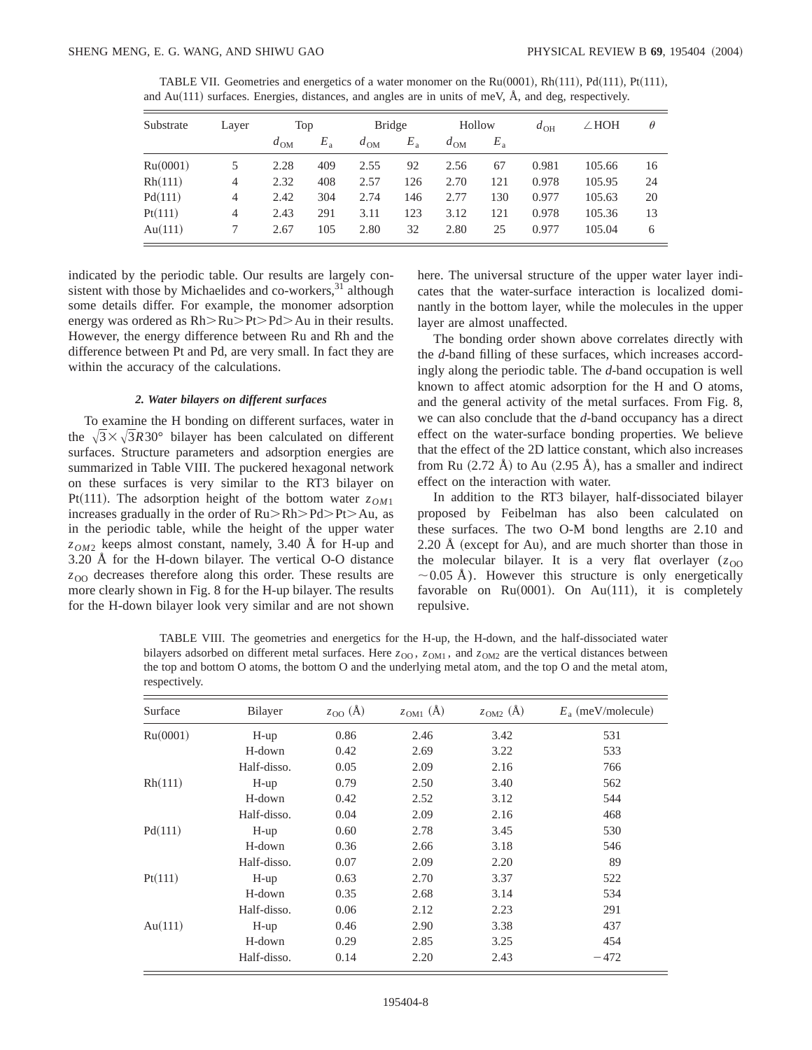TABLE VII. Geometries and energetics of a water monomer on the Ru(0001), Rh(111), Pd(111), Pt(111), and Au(111) surfaces. Energies, distances, and angles are in units of meV, Å, and deg, respectively.

| Substrate | Layer | Top | | Bridge | | Hollow | | $d_{OH}$ | ∠HOH | $\theta$ |
|---|---|---|---|---|---|---|---|---|---|---|
| | | $d_{OM}$ | $E_a$ | $d_{OM}$ | $E_a$ | $d_{OM}$ | $E_a$ | | | |
| Ru(0001) | 5 | 2.28 | 409 | 2.55 | 92 | 2.56 | 67 | 0.981 | 105.66 | 16 |
| Rh(111) | 4 | 2.32 | 408 | 2.57 | 126 | 2.70 | 121 | 0.978 | 105.95 | 24 |
| Pd(111) | 4 | 2.42 | 304 | 2.74 | 146 | 2.77 | 130 | 0.977 | 105.63 | 20 |
| Pt(111) | 4 | 2.43 | 291 | 3.11 | 123 | 3.12 | 121 | 0.978 | 105.36 | 13 |
| Au(111) | 7 | 2.67 | 105 | 2.80 | 32 | 2.80 | 25 | 0.977 | 105.04 | 6 |

indicated by the periodic table. Our results are largely consistent with those by Michaelides and co-workers,[31] although some details differ. For example, the monomer adsorption energy was ordered as Rh>Ru>Pt>Pd>Au in their results. However, the energy difference between Ru and Rh and the difference between Pt and Pd, are very small. In fact they are within the accuracy of the calculations.

#### *2. Water bilayers on different surfaces*

To examine the H bonding on different surfaces, water in the $\sqrt{3}\times\sqrt{3}R30°$ bilayer has been calculated on different surfaces. Structure parameters and adsorption energies are summarized in Table VIII. The puckered hexagonal network on these surfaces is very similar to the RT3 bilayer on Pt(111). The adsorption height of the bottom water $z_{OM1}$ increases gradually in the order of Ru>Rh>Pd>Pt>Au, as in the periodic table, while the height of the upper water $z_{OM2}$ keeps almost constant, namely, 3.40 Å for H-up and 3.20 Å for the H-down bilayer. The vertical O-O distance $z_{OO}$ decreases therefore along this order. These results are more clearly shown in Fig. 8 for the H-up bilayer. The results for the H-down bilayer look very similar and are not shown here. The universal structure of the upper water layer indicates that the water-surface interaction is localized dominantly in the bottom layer, while the molecules in the upper layer are almost unaffected.

The bonding order shown above correlates directly with the *d*-band filling of these surfaces, which increases accordingly along the periodic table. The *d*-band occupation is well known to affect atomic adsorption for the H and O atoms, and the general activity of the metal surfaces. From Fig. 8, we can also conclude that the *d*-band occupancy has a direct effect on the water-surface bonding properties. We believe that the effect of the 2D lattice constant, which also increases from Ru (2.72 Å) to Au (2.95 Å), has a smaller and indirect effect on the interaction with water.

In addition to the RT3 bilayer, half-dissociated bilayer proposed by Feibelman has also been calculated on these surfaces. The two O-M bond lengths are 2.10 and 2.20 Å (except for Au), and are much shorter than those in the molecular bilayer. It is a very flat overlayer ($z_{OO}$ $\sim 0.05$ Å). However this structure is only energetically favorable on Ru(0001). On Au(111), it is completely repulsive.

TABLE VIII. The geometries and energetics for the H-up, the H-down, and the half-dissociated water bilayers adsorbed on different metal surfaces. Here $z_{OO}$, $z_{OM1}$, and $z_{OM2}$ are the vertical distances between the top and bottom O atoms, the bottom O and the underlying metal atom, and the top O and the metal atom, respectively.

| Surface | Bilayer | $z_{OO}$ (Å) | $z_{OM1}$ (Å) | $z_{OM2}$ (Å) | $E_a$ (meV/molecule) |
|---|---|---|---|---|---|
| Ru(0001) | H-up | 0.86 | 2.46 | 3.42 | 531 |
| | H-down | 0.42 | 2.69 | 3.22 | 533 |
| | Half-disso. | 0.05 | 2.09 | 2.16 | 766 |
| Rh(111) | H-up | 0.79 | 2.50 | 3.40 | 562 |
| | H-down | 0.42 | 2.52 | 3.12 | 544 |
| | Half-disso. | 0.04 | 2.09 | 2.16 | 468 |
| Pd(111) | H-up | 0.60 | 2.78 | 3.45 | 530 |
| | H-down | 0.36 | 2.66 | 3.18 | 546 |
| | Half-disso. | 0.07 | 2.09 | 2.20 | 89 |
| Pt(111) | H-up | 0.63 | 2.70 | 3.37 | 522 |
| | H-down | 0.35 | 2.68 | 3.14 | 534 |
| | Half-disso. | 0.06 | 2.12 | 2.23 | 291 |
| Au(111) | H-up | 0.46 | 2.90 | 3.38 | 437 |
| | H-down | 0.29 | 2.85 | 3.25 | 454 |
| | Half-disso. | 0.14 | 2.20 | 2.43 | −472 |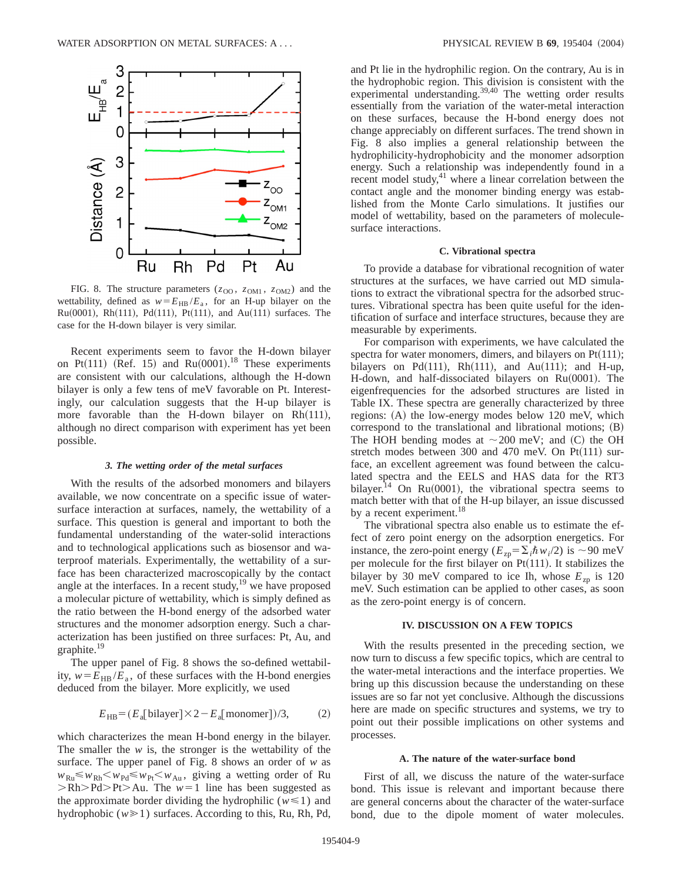FIG. 8. The structure parameters ($z_{OO}$, $z_{OM1}$, $z_{OM2}$) and the wettability, defined as $w = E_{HB}/E_a$, for an H-up bilayer on the Ru(0001), Rh(111), Pd(111), Pt(111), and Au(111) surfaces. The case for the H-down bilayer is very similar.

Recent experiments seem to favor the H-down bilayer on Pt(111) (Ref. 15) and Ru(0001).[18] These experiments are consistent with our calculations, although the H-down bilayer is only a few tens of meV favorable on Pt. Interestingly, our calculation suggests that the H-up bilayer is more favorable than the H-down bilayer on Rh(111), although no direct comparison with experiment has yet been possible.

#### *3. The wetting order of the metal surfaces*

With the results of the adsorbed monomers and bilayers available, we now concentrate on a specific issue of water-surface interaction at surfaces, namely, the wettability of a surface. This question is general and important to both the fundamental understanding of the water-solid interactions and to technological applications such as biosensor and waterproof materials. Experimentally, the wettability of a surface has been characterized macroscopically by the contact angle at the interfaces. In a recent study,[19] we have proposed a molecular picture of wettability, which is simply defined as the ratio between the H-bond energy of the adsorbed water structures and the monomer adsorption energy. Such a characterization has been justified on three surfaces: Pt, Au, and graphite.[19]

The upper panel of Fig. 8 shows the so-defined wettability, $w = E_{HB}/E_a$, of these surfaces with the H-bond energies deduced from the bilayer. More explicitly, we used

$$E_{HB} = (E_a[\text{bilayer}] \times 2 - E_a[\text{monomer}])/3, \qquad (2)$$

which characterizes the mean H-bond energy in the bilayer. The smaller the $w$ is, the stronger is the wettability of the surface. The upper panel of Fig. 8 shows an order of $w$ as $w_{Ru} \leqslant w_{Rh} < w_{Pd} \leqslant w_{Pt} < w_{Au}$, giving a wetting order of Ru > Rh > Pd > Pt > Au. The $w = 1$ line has been suggested as the approximate border dividing the hydrophilic ($w \leqslant 1$) and hydrophobic ($w \geqslant 1$) surfaces. According to this, Ru, Rh, Pd, and Pt lie in the hydrophilic region. On the contrary, Au is in the hydrophobic region. This division is consistent with the experimental understanding.[39,40] The wetting order results essentially from the variation of the water-metal interaction on these surfaces, because the H-bond energy does not change appreciably on different surfaces. The trend shown in Fig. 8 also implies a general relationship between the hydrophilicity-hydrophobicity and the monomer adsorption energy. Such a relationship was independently found in a recent model study,[41] where a linear correlation between the contact angle and the monomer binding energy was established from the Monte Carlo simulations. It justifies our model of wettability, based on the parameters of molecule-surface interactions.

### C. Vibrational spectra

To provide a database for vibrational recognition of water structures at the surfaces, we have carried out MD simulations to extract the vibrational spectra for the adsorbed structures. Vibrational spectra has been quite useful for the identification of surface and interface structures, because they are measurable by experiments.

For comparison with experiments, we have calculated the spectra for water monomers, dimers, and bilayers on Pt(111); bilayers on Pd(111), Rh(111), and Au(111); and H-up, H-down, and half-dissociated bilayers on Ru(0001). The eigenfrequencies for the adsorbed structures are listed in Table IX. These spectra are generally characterized by three regions: (A) the low-energy modes below 120 meV, which correspond to the translational and librational motions; (B) The HOH bending modes at ~200 meV; and (C) the OH stretch modes between 300 and 470 meV. On Pt(111) surface, an excellent agreement was found between the calculated spectra and the EELS and HAS data for the RT3 bilayer.[14] On Ru(0001), the vibrational spectra seems to match better with that of the H-up bilayer, an issue discussed by a recent experiment.[18]

The vibrational spectra also enable us to estimate the effect of zero point energy on the adsorption energetics. For instance, the zero-point energy ($E_{zp} = \Sigma_i \hbar w_i/2$) is ~90 meV per molecule for the first bilayer on Pt(111). It stabilizes the bilayer by 30 meV compared to ice Ih, whose $E_{zp}$ is 120 meV. Such estimation can be applied to other cases, as soon as the zero-point energy is of concern.

## IV. DISCUSSION ON A FEW TOPICS

With the results presented in the preceding section, we now turn to discuss a few specific topics, which are central to the water-metal interactions and the interface properties. We bring up this discussion because the understanding on these issues are so far not yet conclusive. Although the discussions here are made on specific structures and systems, we try to point out their possible implications on other systems and processes.

### A. The nature of the water-surface bond

First of all, we discuss the nature of the water-surface bond. This issue is relevant and important because there are general concerns about the character of the water-surface bond, due to the dipole moment of water molecules.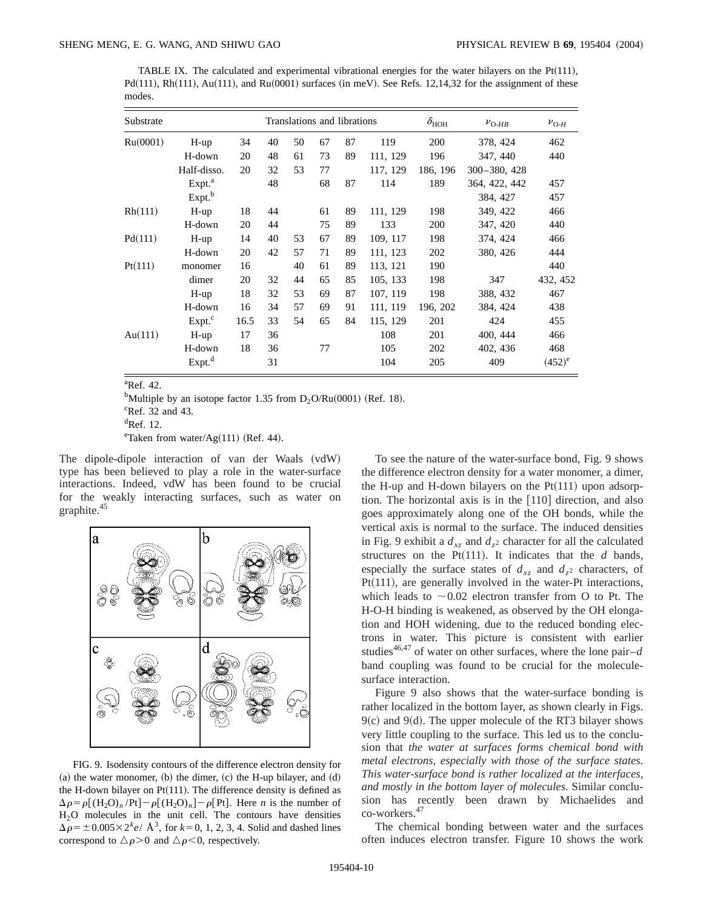TABLE IX. The calculated and experimental vibrational energies for the water bilayers on the Pt(111), Pd(111), Rh(111), Au(111), and Ru(0001) surfaces (in meV). See Refs. 12,14,32 for the assignment of these modes.

| Substrate | | Translations and librations | | | | | | $\delta_{\mathrm{HOH}}$ | $\nu_{\text{O-}HB}$ | $\nu_{\text{O-}H}$ |
|---|---|---|---|---|---|---|---|---|---|---|
| Ru(0001) | H-up | 34 | 40 | 50 | 67 | 87 | 119 | 200 | 378, 424 | 462 |
| | H-down | 20 | 48 | 61 | 73 | 89 | 111, 129 | 196 | 347, 440 | 440 |
| | Half-disso. | 20 | 32 | 53 | 77 | | 117, 129 | 186, 196 | 300–380, 428 | |
| | Expt.[a] | | 48 | | 68 | 87 | 114 | 189 | 364, 422, 442 | 457 |
| | Expt.[b] | | | | | | | | 384, 427 | 457 |
| Rh(111) | H-up | 18 | 44 | | 61 | 89 | 111, 129 | 198 | 349, 422 | 466 |
| | H-down | 20 | 44 | | 75 | 89 | 133 | 200 | 347, 420 | 440 |
| Pd(111) | H-up | 14 | 40 | 53 | 67 | 89 | 109, 117 | 198 | 374, 424 | 466 |
| | H-down | 20 | 42 | 57 | 71 | 89 | 111, 123 | 202 | 380, 426 | 444 |
| Pt(111) | monomer | 16 | | 40 | 61 | 89 | 113, 121 | 190 | | 440 |
| | dimer | 20 | 32 | 44 | 65 | 85 | 105, 133 | 198 | 347 | 432, 452 |
| | H-up | 18 | 32 | 53 | 69 | 87 | 107, 119 | 198 | 388, 432 | 467 |
| | H-down | 16 | 34 | 57 | 69 | 91 | 111, 119 | 196, 202 | 384, 424 | 438 |
| | Expt.[c] | 16.5 | 33 | 54 | 65 | 84 | 115, 129 | 201 | 424 | 455 |
| Au(111) | H-up | 17 | 36 | | | | 108 | 201 | 400, 444 | 466 |
| | H-down | 18 | 36 | | 77 | | 105 | 202 | 402, 436 | 468 |
| | Expt.[d] | | 31 | | | | 104 | 205 | 409 | (452)[e] |

[a]Ref. 42.

[b]Multiple by an isotope factor 1.35 from $D_2O$/Ru(0001) (Ref. 18).

[c]Ref. 32 and 43.

[d]Ref. 12.

[e]Taken from water/Ag(111) (Ref. 44).

The dipole-dipole interaction of van der Waals (vdW) type has been believed to play a role in the water-surface interactions. Indeed, vdW has been found to be crucial for the weakly interacting surfaces, such as water on graphite.[45]

FIG. 9. Isodensity contours of the difference electron density for (a) the water monomer, (b) the dimer, (c) the H-up bilayer, and (d) the H-down bilayer on Pt(111). The difference density is defined as $\Delta\rho = \rho[(H_2O)_n/\mathrm{Pt}] - \rho[(H_2O)_n] - \rho[\mathrm{Pt}]$. Here $n$ is the number of $H_2O$ molecules in the unit cell. The contours have densities $\Delta\rho = \pm 0.005 \times 2^k e/\text{Å}^3$, for $k = 0, 1, 2, 3, 4$. Solid and dashed lines correspond to $\Delta\rho > 0$ and $\Delta\rho < 0$, respectively.

To see the nature of the water-surface bond, Fig. 9 shows the difference electron density for a water monomer, a dimer, the H-up and H-down bilayers on the Pt(111) upon adsorption. The horizontal axis is in the [110] direction, and also goes approximately along one of the OH bonds, while the vertical axis is normal to the surface. The induced densities in Fig. 9 exhibit a $d_{xz}$ and $d_{z^2}$ character for all the calculated structures on the Pt(111). It indicates that the $d$ bands, especially the surface states of $d_{xz}$ and $d_{z^2}$ characters, of Pt(111), are generally involved in the water-Pt interactions, which leads to $\sim 0.02$ electron transfer from O to Pt. The H-O-H binding is weakened, as observed by the OH elongation and HOH widening, due to the reduced bonding electrons in water. This picture is consistent with earlier studies[46,47] of water on other surfaces, where the lone pair–$d$ band coupling was found to be crucial for the molecule-surface interaction.

Figure 9 also shows that the water-surface bonding is rather localized in the bottom layer, as shown clearly in Figs. 9(c) and 9(d). The upper molecule of the RT3 bilayer shows very little coupling to the surface. This led us to the conclusion that *the water at surfaces forms chemical bond with metal electrons, especially with those of the surface states. This water-surface bond is rather localized at the interfaces, and mostly in the bottom layer of molecules*. Similar conclusion has recently been drawn by Michaelides and co-workers.[47]

The chemical bonding between water and the surfaces often induces electron transfer. Figure 10 shows the work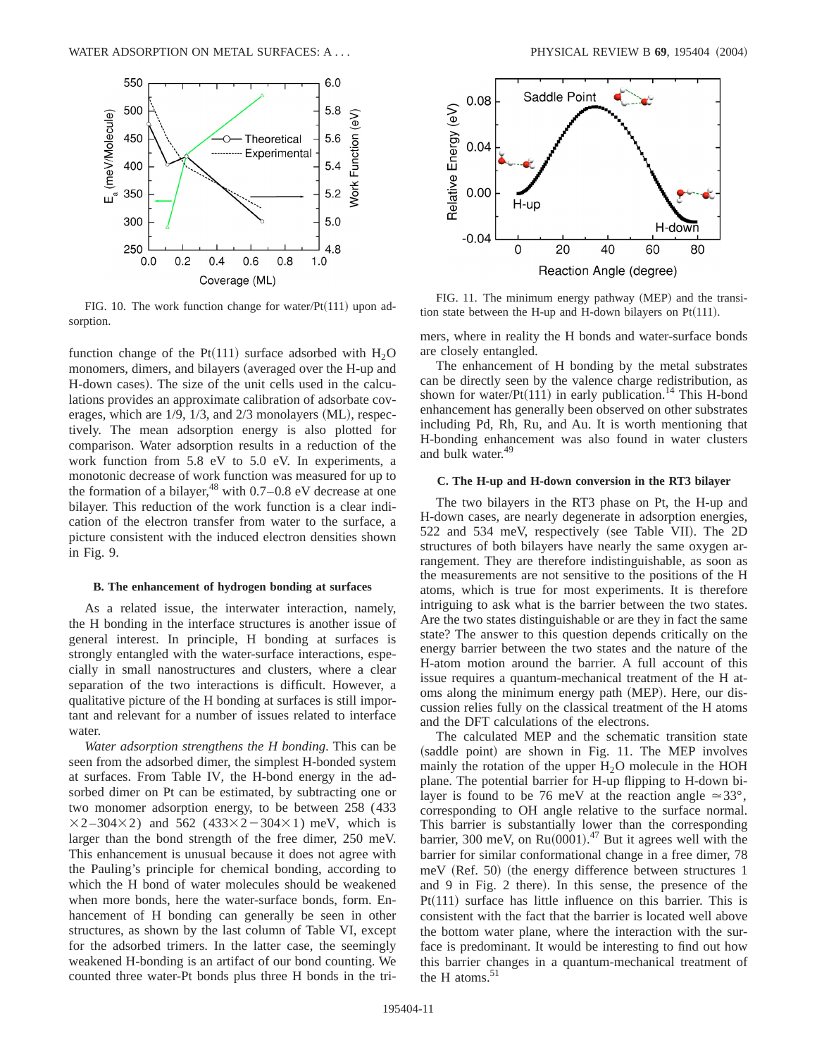FIG. 10. The work function change for water/Pt(111) upon adsorption.

FIG. 11. The minimum energy pathway (MEP) and the transition state between the H-up and H-down bilayers on Pt(111).

function change of the Pt(111) surface adsorbed with $H_2O$ monomers, dimers, and bilayers (averaged over the H-up and H-down cases). The size of the unit cells used in the calculations provides an approximate calibration of adsorbate coverages, which are 1/9, 1/3, and 2/3 monolayers (ML), respectively. The mean adsorption energy is also plotted for comparison. Water adsorption results in a reduction of the work function from 5.8 eV to 5.0 eV. In experiments, a monotonic decrease of work function was measured for up to the formation of a bilayer,[48] with 0.7–0.8 eV decrease at one bilayer. This reduction of the work function is a clear indication of the electron transfer from water to the surface, a picture consistent with the induced electron densities shown in Fig. 9.

### B. The enhancement of hydrogen bonding at surfaces

As a related issue, the interwater interaction, namely, the H bonding in the interface structures is another issue of general interest. In principle, H bonding at surfaces is strongly entangled with the water-surface interactions, especially in small nanostructures and clusters, where a clear separation of the two interactions is difficult. However, a qualitative picture of the H bonding at surfaces is still important and relevant for a number of issues related to interface water.

*Water adsorption strengthens the H bonding.* This can be seen from the adsorbed dimer, the simplest H-bonded system at surfaces. From Table IV, the H-bond energy in the adsorbed dimer on Pt can be estimated, by subtracting one or two monomer adsorption energy, to be between 258 ($433\times2-304\times2$) and 562 ($433\times2-304\times1$) meV, which is larger than the bond strength of the free dimer, 250 meV. This enhancement is unusual because it does not agree with the Pauling's principle for chemical bonding, according to which the H bond of water molecules should be weakened when more bonds, here the water-surface bonds, form. Enhancement of H bonding can generally be seen in other structures, as shown by the last column of Table VI, except for the adsorbed trimers. In the latter case, the seemingly weakened H-bonding is an artifact of our bond counting. We counted three water-Pt bonds plus three H bonds in the trimers, where in reality the H bonds and water-surface bonds are closely entangled.

The enhancement of H bonding by the metal substrates can be directly seen by the valence charge redistribution, as shown for water/Pt(111) in early publication.[14] This H-bond enhancement has generally been observed on other substrates including Pd, Rh, Ru, and Au. It is worth mentioning that H-bonding enhancement was also found in water clusters and bulk water.[49]

### C. The H-up and H-down conversion in the RT3 bilayer

The two bilayers in the RT3 phase on Pt, the H-up and H-down cases, are nearly degenerate in adsorption energies, 522 and 534 meV, respectively (see Table VII). The 2D structures of both bilayers have nearly the same oxygen arrangement. They are therefore indistinguishable, as soon as the measurements are not sensitive to the positions of the H atoms, which is true for most experiments. It is therefore intriguing to ask what is the barrier between the two states. Are the two states distinguishable or are they in fact the same state? The answer to this question depends critically on the energy barrier between the two states and the nature of the H-atom motion around the barrier. A full account of this issue requires a quantum-mechanical treatment of the H atoms along the minimum energy path (MEP). Here, our discussion relies fully on the classical treatment of the H atoms and the DFT calculations of the electrons.

The calculated MEP and the schematic transition state (saddle point) are shown in Fig. 11. The MEP involves mainly the rotation of the upper $H_2O$ molecule in the HOH plane. The potential barrier for H-up flipping to H-down bilayer is found to be 76 meV at the reaction angle $\simeq 33°$, corresponding to OH angle relative to the surface normal. This barrier is substantially lower than the corresponding barrier, 300 meV, on Ru(0001).[47] But it agrees well with the barrier for similar conformational change in a free dimer, 78 meV (Ref. 50) (the energy difference between structures 1 and 9 in Fig. 2 there). In this sense, the presence of the Pt(111) surface has little influence on this barrier. This is consistent with the fact that the barrier is located well above the bottom water plane, where the interaction with the surface is predominant. It would be interesting to find out how this barrier changes in a quantum-mechanical treatment of the H atoms.[51]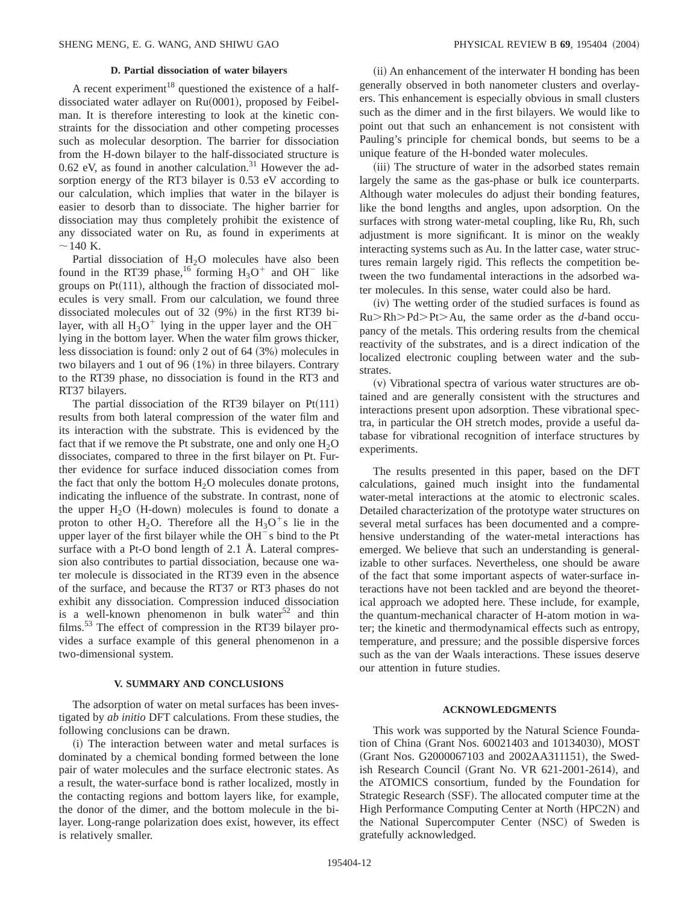### D. Partial dissociation of water bilayers

A recent experiment[18] questioned the existence of a half-dissociated water adlayer on Ru(0001), proposed by Feibelman. It is therefore interesting to look at the kinetic constraints for the dissociation and other competing processes such as molecular desorption. The barrier for dissociation from the H-down bilayer to the half-dissociated structure is 0.62 eV, as found in another calculation.[31] However the adsorption energy of the RT3 bilayer is 0.53 eV according to our calculation, which implies that water in the bilayer is easier to desorb than to dissociate. The higher barrier for dissociation may thus completely prohibit the existence of any dissociated water on Ru, as found in experiments at $\sim$140 K.

Partial dissociation of $H_2O$ molecules have also been found in the RT39 phase,[16] forming $H_3O^+$ and $OH^-$ like groups on Pt(111), although the fraction of dissociated molecules is very small. From our calculation, we found three dissociated molecules out of 32 (9%) in the first RT39 bilayer, with all $H_3O^+$ lying in the upper layer and the $OH^-$ lying in the bottom layer. When the water film grows thicker, less dissociation is found: only 2 out of 64 (3%) molecules in two bilayers and 1 out of 96 (1%) in three bilayers. Contrary to the RT39 phase, no dissociation is found in the RT3 and RT37 bilayers.

The partial dissociation of the RT39 bilayer on Pt(111) results from both lateral compression of the water film and its interaction with the substrate. This is evidenced by the fact that if we remove the Pt substrate, one and only one $H_2O$ dissociates, compared to three in the first bilayer on Pt. Further evidence for surface induced dissociation comes from the fact that only the bottom $H_2O$ molecules donate protons, indicating the influence of the substrate. In contrast, none of the upper $H_2O$ (H-down) molecules is found to donate a proton to other $H_2O$. Therefore all the $H_3O^+$s lie in the upper layer of the first bilayer while the $OH^-$s bind to the Pt surface with a Pt-O bond length of 2.1 Å. Lateral compression also contributes to partial dissociation, because one water molecule is dissociated in the RT39 even in the absence of the surface, and because the RT37 or RT3 phases do not exhibit any dissociation. Compression induced dissociation is a well-known phenomenon in bulk water[52] and thin films.[53] The effect of compression in the RT39 bilayer provides a surface example of this general phenomenon in a two-dimensional system.

## V. SUMMARY AND CONCLUSIONS

The adsorption of water on metal surfaces has been investigated by *ab initio* DFT calculations. From these studies, the following conclusions can be drawn.

(i) The interaction between water and metal surfaces is dominated by a chemical bonding formed between the lone pair of water molecules and the surface electronic states. As a result, the water-surface bond is rather localized, mostly in the contacting regions and bottom layers like, for example, the donor of the dimer, and the bottom molecule in the bilayer. Long-range polarization does exist, however, its effect is relatively smaller.

(ii) An enhancement of the interwater H bonding has been generally observed in both nanometer clusters and overlayers. This enhancement is especially obvious in small clusters such as the dimer and in the first bilayers. We would like to point out that such an enhancement is not consistent with Pauling's principle for chemical bonds, but seems to be a unique feature of the H-bonded water molecules.

(iii) The structure of water in the adsorbed states remain largely the same as the gas-phase or bulk ice counterparts. Although water molecules do adjust their bonding features, like the bond lengths and angles, upon adsorption. On the surfaces with strong water-metal coupling, like Ru, Rh, such adjustment is more significant. It is minor on the weakly interacting systems such as Au. In the latter case, water structures remain largely rigid. This reflects the competition between the two fundamental interactions in the adsorbed water molecules. In this sense, water could also be hard.

(iv) The wetting order of the studied surfaces is found as Ru>Rh>Pd>Pt>Au, the same order as the *d*-band occupancy of the metals. This ordering results from the chemical reactivity of the substrates, and is a direct indication of the localized electronic coupling between water and the substrates.

(v) Vibrational spectra of various water structures are obtained and are generally consistent with the structures and interactions present upon adsorption. These vibrational spectra, in particular the OH stretch modes, provide a useful database for vibrational recognition of interface structures by experiments.

The results presented in this paper, based on the DFT calculations, gained much insight into the fundamental water-metal interactions at the atomic to electronic scales. Detailed characterization of the prototype water structures on several metal surfaces has been documented and a comprehensive understanding of the water-metal interactions has emerged. We believe that such an understanding is generalizable to other surfaces. Nevertheless, one should be aware of the fact that some important aspects of water-surface interactions have not been tackled and are beyond the theoretical approach we adopted here. These include, for example, the quantum-mechanical character of H-atom motion in water; the kinetic and thermodynamical effects such as entropy, temperature, and pressure; and the possible dispersive forces such as the van der Waals interactions. These issues deserve our attention in future studies.

## ACKNOWLEDGMENTS

This work was supported by the Natural Science Foundation of China (Grant Nos. 60021403 and 10134030), MOST (Grant Nos. G2000067103 and 2002AA311151), the Swedish Research Council (Grant No. VR 621-2001-2614), and the ATOMICS consortium, funded by the Foundation for Strategic Research (SSF). The allocated computer time at the High Performance Computing Center at North (HPC2N) and the National Supercomputer Center (NSC) of Sweden is gratefully acknowledged.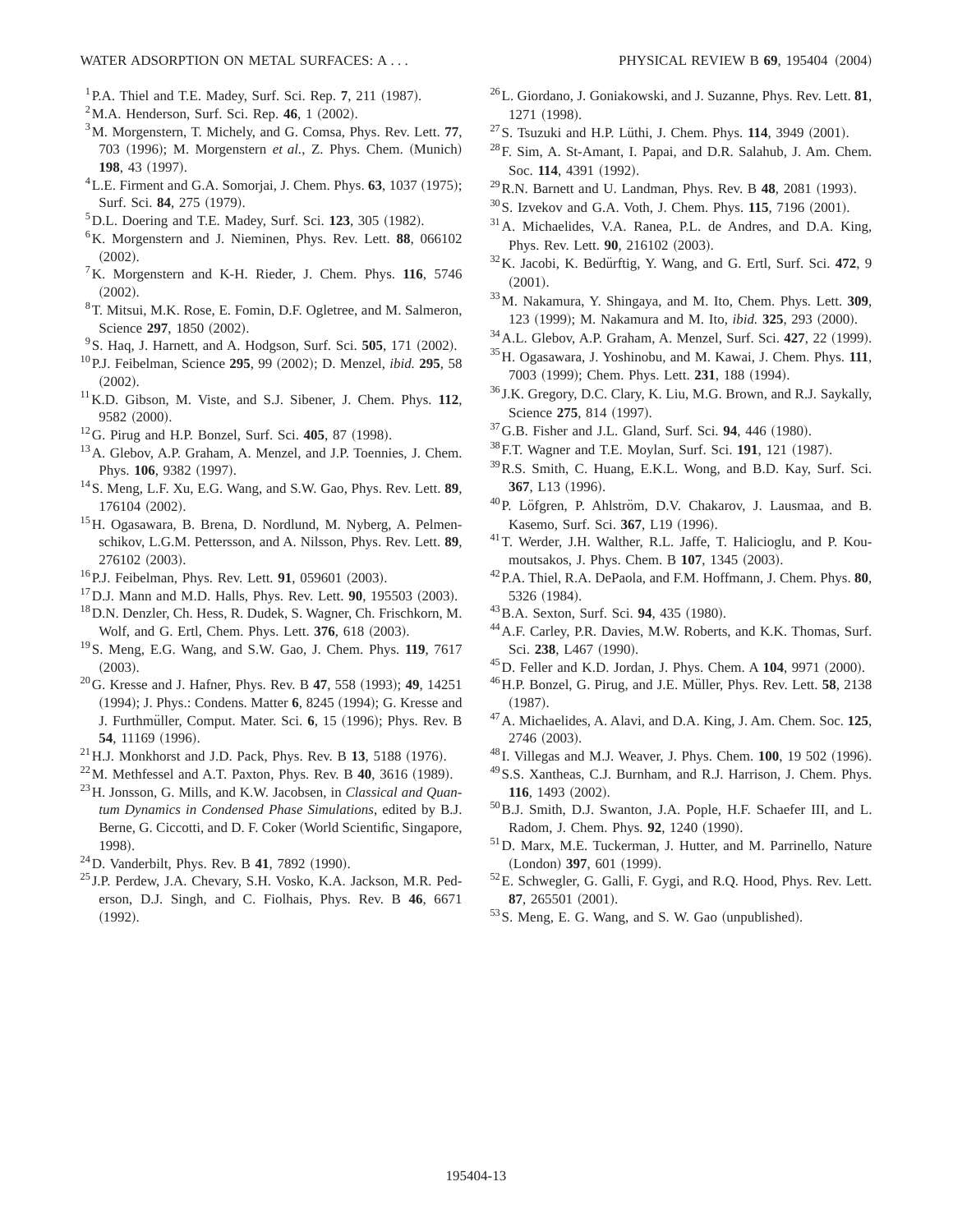[1] P.A. Thiel and T.E. Madey, Surf. Sci. Rep. **7**, 211 (1987).

[2] M.A. Henderson, Surf. Sci. Rep. **46**, 1 (2002).

[3] M. Morgenstern, T. Michely, and G. Comsa, Phys. Rev. Lett. **77**, 703 (1996); M. Morgenstern *et al.*, Z. Phys. Chem. (Munich) **198**, 43 (1997).

[4] L.E. Firment and G.A. Somorjai, J. Chem. Phys. **63**, 1037 (1975); Surf. Sci. **84**, 275 (1979).

[5] D.L. Doering and T.E. Madey, Surf. Sci. **123**, 305 (1982).

[6] K. Morgenstern and J. Nieminen, Phys. Rev. Lett. **88**, 066102 (2002).

[7] K. Morgenstern and K-H. Rieder, J. Chem. Phys. **116**, 5746 (2002).

[8] T. Mitsui, M.K. Rose, E. Fomin, D.F. Ogletree, and M. Salmeron, Science **297**, 1850 (2002).

[9] S. Haq, J. Harnett, and A. Hodgson, Surf. Sci. **505**, 171 (2002).

[10] P.J. Feibelman, Science **295**, 99 (2002); D. Menzel, *ibid.* **295**, 58 (2002).

[11] K.D. Gibson, M. Viste, and S.J. Sibener, J. Chem. Phys. **112**, 9582 (2000).

[12] G. Pirug and H.P. Bonzel, Surf. Sci. **405**, 87 (1998).

[13] A. Glebov, A.P. Graham, A. Menzel, and J.P. Toennies, J. Chem. Phys. **106**, 9382 (1997).

[14] S. Meng, L.F. Xu, E.G. Wang, and S.W. Gao, Phys. Rev. Lett. **89**, 176104 (2002).

[15] H. Ogasawara, B. Brena, D. Nordlund, M. Nyberg, A. Pelmenschikov, L.G.M. Pettersson, and A. Nilsson, Phys. Rev. Lett. **89**, 276102 (2003).

[16] P.J. Feibelman, Phys. Rev. Lett. **91**, 059601 (2003).

[17] D.J. Mann and M.D. Halls, Phys. Rev. Lett. **90**, 195503 (2003).

[18] D.N. Denzler, Ch. Hess, R. Dudek, S. Wagner, Ch. Frischkorn, M. Wolf, and G. Ertl, Chem. Phys. Lett. **376**, 618 (2003).

[19] S. Meng, E.G. Wang, and S.W. Gao, J. Chem. Phys. **119**, 7617 (2003).

[20] G. Kresse and J. Hafner, Phys. Rev. B **47**, 558 (1993); **49**, 14251 (1994); J. Phys.: Condens. Matter **6**, 8245 (1994); G. Kresse and J. Furthmüller, Comput. Mater. Sci. **6**, 15 (1996); Phys. Rev. B **54**, 11169 (1996).

[21] H.J. Monkhorst and J.D. Pack, Phys. Rev. B **13**, 5188 (1976).

[22] M. Methfessel and A.T. Paxton, Phys. Rev. B **40**, 3616 (1989).

[23] H. Jonsson, G. Mills, and K.W. Jacobsen, in *Classical and Quantum Dynamics in Condensed Phase Simulations*, edited by B.J. Berne, G. Ciccotti, and D. F. Coker (World Scientific, Singapore, 1998).

[24] D. Vanderbilt, Phys. Rev. B **41**, 7892 (1990).

[25] J.P. Perdew, J.A. Chevary, S.H. Vosko, K.A. Jackson, M.R. Pederson, D.J. Singh, and C. Fiolhais, Phys. Rev. B **46**, 6671 (1992).

[26] L. Giordano, J. Goniakowski, and J. Suzanne, Phys. Rev. Lett. **81**, 1271 (1998).

[27] S. Tsuzuki and H.P. Lüthi, J. Chem. Phys. **114**, 3949 (2001).

[28] F. Sim, A. St-Amant, I. Papai, and D.R. Salahub, J. Am. Chem. Soc. **114**, 4391 (1992).

[29] R.N. Barnett and U. Landman, Phys. Rev. B **48**, 2081 (1993).

[30] S. Izvekov and G.A. Voth, J. Chem. Phys. **115**, 7196 (2001).

[31] A. Michaelides, V.A. Ranea, P.L. de Andres, and D.A. King, Phys. Rev. Lett. **90**, 216102 (2003).

[32] K. Jacobi, K. Bedürftig, Y. Wang, and G. Ertl, Surf. Sci. **472**, 9 (2001).

[33] M. Nakamura, Y. Shingaya, and M. Ito, Chem. Phys. Lett. **309**, 123 (1999); M. Nakamura and M. Ito, *ibid.* **325**, 293 (2000).

[34] A.L. Glebov, A.P. Graham, A. Menzel, Surf. Sci. **427**, 22 (1999).

[35] H. Ogasawara, J. Yoshinobu, and M. Kawai, J. Chem. Phys. **111**, 7003 (1999); Chem. Phys. Lett. **231**, 188 (1994).

[36] J.K. Gregory, D.C. Clary, K. Liu, M.G. Brown, and R.J. Saykally, Science **275**, 814 (1997).

[37] G.B. Fisher and J.L. Gland, Surf. Sci. **94**, 446 (1980).

[38] F.T. Wagner and T.E. Moylan, Surf. Sci. **191**, 121 (1987).

[39] R.S. Smith, C. Huang, E.K.L. Wong, and B.D. Kay, Surf. Sci. **367**, L13 (1996).

[40] P. Löfgren, P. Ahlström, D.V. Chakarov, J. Lausmaa, and B. Kasemo, Surf. Sci. **367**, L19 (1996).

[41] T. Werder, J.H. Walther, R.L. Jaffe, T. Halicioglu, and P. Koumoutsakos, J. Phys. Chem. B **107**, 1345 (2003).

[42] P.A. Thiel, R.A. DePaola, and F.M. Hoffmann, J. Chem. Phys. **80**, 5326 (1984).

[43] B.A. Sexton, Surf. Sci. **94**, 435 (1980).

[44] A.F. Carley, P.R. Davies, M.W. Roberts, and K.K. Thomas, Surf. Sci. **238**, L467 (1990).

[45] D. Feller and K.D. Jordan, J. Phys. Chem. A **104**, 9971 (2000).

[46] H.P. Bonzel, G. Pirug, and J.E. Müller, Phys. Rev. Lett. **58**, 2138 (1987).

[47] A. Michaelides, A. Alavi, and D.A. King, J. Am. Chem. Soc. **125**, 2746 (2003).

[48] I. Villegas and M.J. Weaver, J. Phys. Chem. **100**, 19 502 (1996).

[49] S.S. Xantheas, C.J. Burnham, and R.J. Harrison, J. Chem. Phys. **116**, 1493 (2002).

[50] B.J. Smith, D.J. Swanton, J.A. Pople, H.F. Schaefer III, and L. Radom, J. Chem. Phys. **92**, 1240 (1990).

[51] D. Marx, M.E. Tuckerman, J. Hutter, and M. Parrinello, Nature (London) **397**, 601 (1999).

[52] E. Schwegler, G. Galli, F. Gygi, and R.Q. Hood, Phys. Rev. Lett. **87**, 265501 (2001).

[53] S. Meng, E. G. Wang, and S. W. Gao (unpublished).